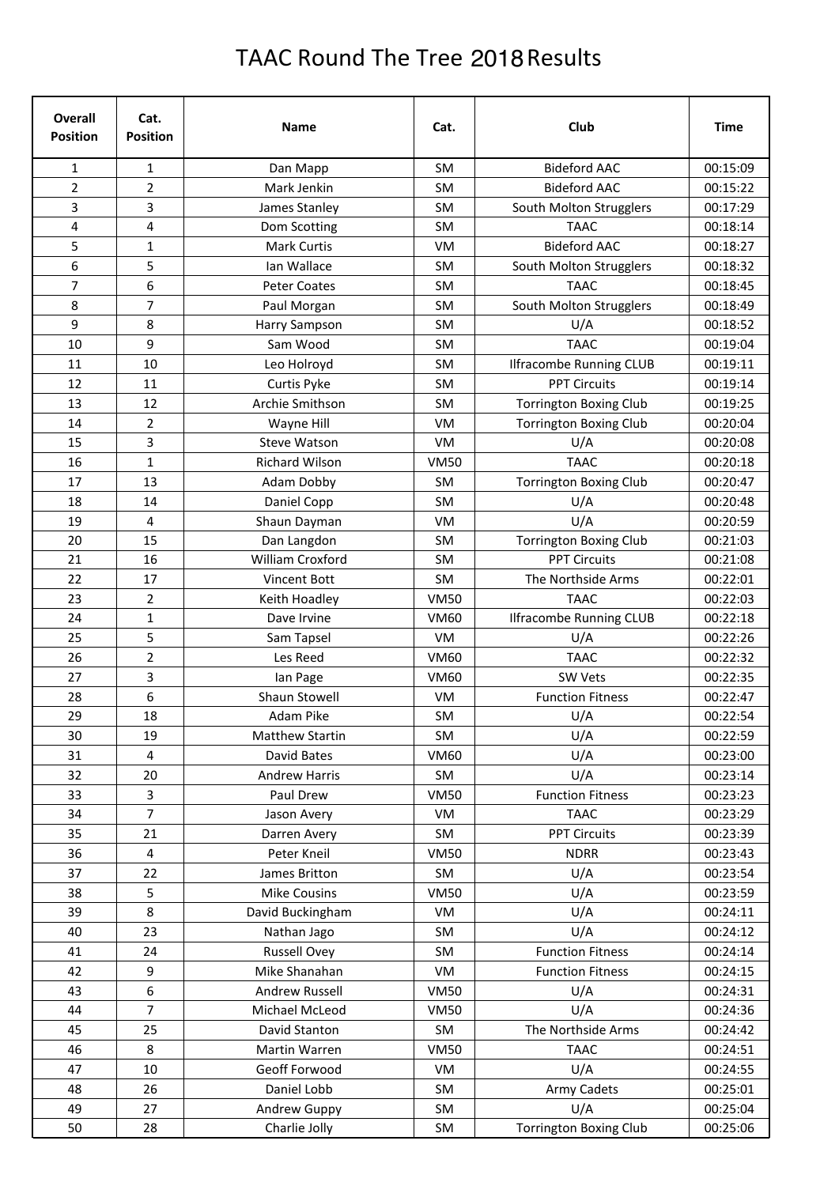# TAAC Round The Tree 2018 Results

| Overall Position | Cat. Position | Name | Cat. | Club | Time |
|---|---|---|---|---|---|
| 1 | 1 | Dan Mapp | SM | Bideford AAC | 00:15:09 |
| 2 | 2 | Mark Jenkin | SM | Bideford AAC | 00:15:22 |
| 3 | 3 | James Stanley | SM | South Molton Strugglers | 00:17:29 |
| 4 | 4 | Dom Scotting | SM | TAAC | 00:18:14 |
| 5 | 1 | Mark Curtis | VM | Bideford AAC | 00:18:27 |
| 6 | 5 | Ian Wallace | SM | South Molton Strugglers | 00:18:32 |
| 7 | 6 | Peter Coates | SM | TAAC | 00:18:45 |
| 8 | 7 | Paul Morgan | SM | South Molton Strugglers | 00:18:49 |
| 9 | 8 | Harry Sampson | SM | U/A | 00:18:52 |
| 10 | 9 | Sam Wood | SM | TAAC | 00:19:04 |
| 11 | 10 | Leo Holroyd | SM | Ilfracombe Running CLUB | 00:19:11 |
| 12 | 11 | Curtis Pyke | SM | PPT Circuits | 00:19:14 |
| 13 | 12 | Archie Smithson | SM | Torrington Boxing Club | 00:19:25 |
| 14 | 2 | Wayne Hill | VM | Torrington Boxing Club | 00:20:04 |
| 15 | 3 | Steve Watson | VM | U/A | 00:20:08 |
| 16 | 1 | Richard Wilson | VM50 | TAAC | 00:20:18 |
| 17 | 13 | Adam Dobby | SM | Torrington Boxing Club | 00:20:47 |
| 18 | 14 | Daniel Copp | SM | U/A | 00:20:48 |
| 19 | 4 | Shaun Dayman | VM | U/A | 00:20:59 |
| 20 | 15 | Dan Langdon | SM | Torrington Boxing Club | 00:21:03 |
| 21 | 16 | William Croxford | SM | PPT Circuits | 00:21:08 |
| 22 | 17 | Vincent Bott | SM | The Northside Arms | 00:22:01 |
| 23 | 2 | Keith Hoadley | VM50 | TAAC | 00:22:03 |
| 24 | 1 | Dave Irvine | VM60 | Ilfracombe Running CLUB | 00:22:18 |
| 25 | 5 | Sam Tapsel | VM | U/A | 00:22:26 |
| 26 | 2 | Les Reed | VM60 | TAAC | 00:22:32 |
| 27 | 3 | Ian Page | VM60 | SW Vets | 00:22:35 |
| 28 | 6 | Shaun Stowell | VM | Function Fitness | 00:22:47 |
| 29 | 18 | Adam Pike | SM | U/A | 00:22:54 |
| 30 | 19 | Matthew Startin | SM | U/A | 00:22:59 |
| 31 | 4 | David Bates | VM60 | U/A | 00:23:00 |
| 32 | 20 | Andrew Harris | SM | U/A | 00:23:14 |
| 33 | 3 | Paul Drew | VM50 | Function Fitness | 00:23:23 |
| 34 | 7 | Jason Avery | VM | TAAC | 00:23:29 |
| 35 | 21 | Darren Avery | SM | PPT Circuits | 00:23:39 |
| 36 | 4 | Peter Kneil | VM50 | NDRR | 00:23:43 |
| 37 | 22 | James Britton | SM | U/A | 00:23:54 |
| 38 | 5 | Mike Cousins | VM50 | U/A | 00:23:59 |
| 39 | 8 | David Buckingham | VM | U/A | 00:24:11 |
| 40 | 23 | Nathan Jago | SM | U/A | 00:24:12 |
| 41 | 24 | Russell Ovey | SM | Function Fitness | 00:24:14 |
| 42 | 9 | Mike Shanahan | VM | Function Fitness | 00:24:15 |
| 43 | 6 | Andrew Russell | VM50 | U/A | 00:24:31 |
| 44 | 7 | Michael McLeod | VM50 | U/A | 00:24:36 |
| 45 | 25 | David Stanton | SM | The Northside Arms | 00:24:42 |
| 46 | 8 | Martin Warren | VM50 | TAAC | 00:24:51 |
| 47 | 10 | Geoff Forwood | VM | U/A | 00:24:55 |
| 48 | 26 | Daniel Lobb | SM | Army Cadets | 00:25:01 |
| 49 | 27 | Andrew Guppy | SM | U/A | 00:25:04 |
| 50 | 28 | Charlie Jolly | SM | Torrington Boxing Club | 00:25:06 |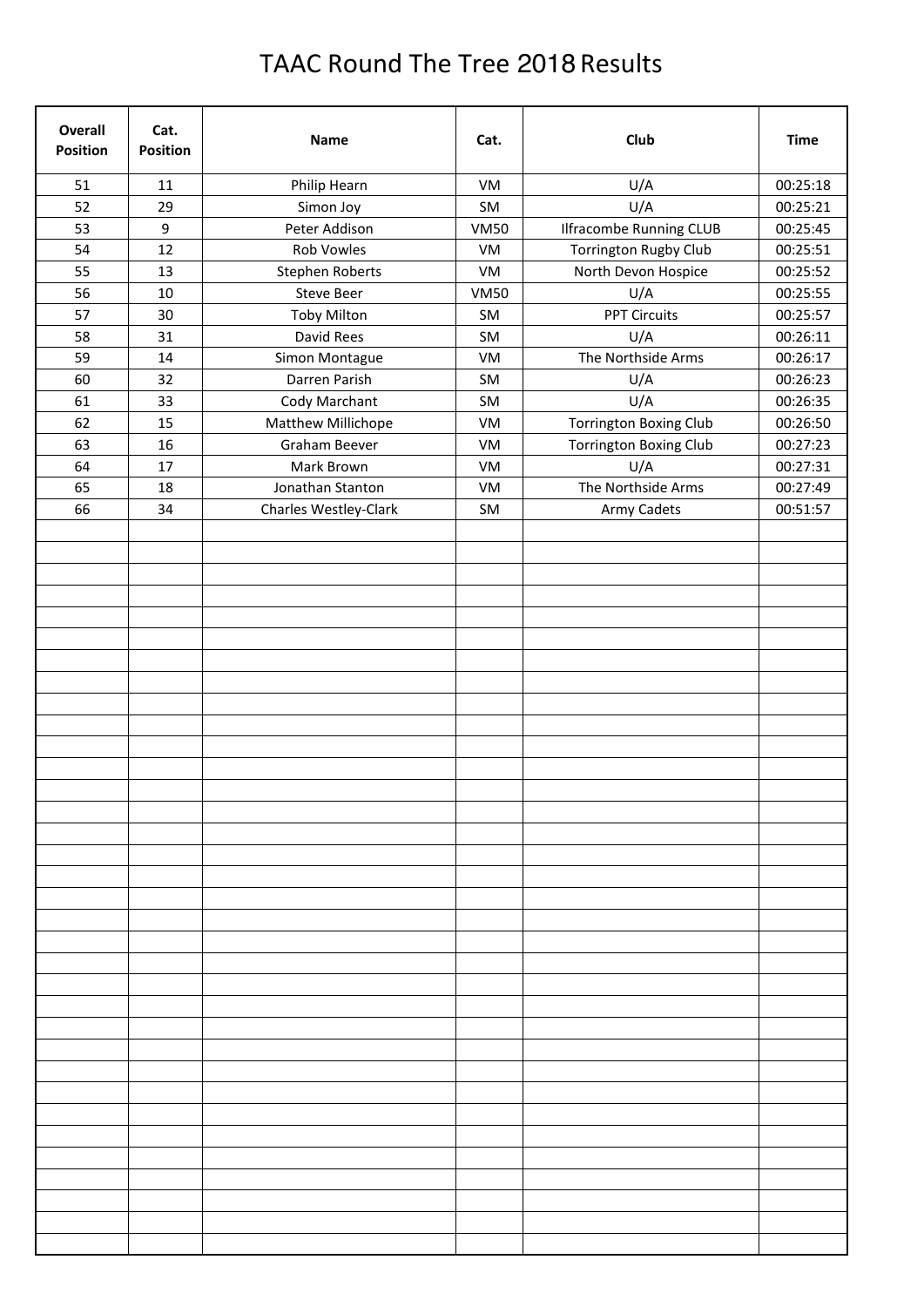# TAAC Round The Tree 2018 Results

| Overall Position | Cat. Position | Name | Cat. | Club | Time |
|---|---|---|---|---|---|
| 51 | 11 | Philip Hearn | VM | U/A | 00:25:18 |
| 52 | 29 | Simon Joy | SM | U/A | 00:25:21 |
| 53 | 9 | Peter Addison | VM50 | Ilfracombe Running CLUB | 00:25:45 |
| 54 | 12 | Rob Vowles | VM | Torrington Rugby Club | 00:25:51 |
| 55 | 13 | Stephen Roberts | VM | North Devon Hospice | 00:25:52 |
| 56 | 10 | Steve Beer | VM50 | U/A | 00:25:55 |
| 57 | 30 | Toby Milton | SM | PPT Circuits | 00:25:57 |
| 58 | 31 | David Rees | SM | U/A | 00:26:11 |
| 59 | 14 | Simon Montague | VM | The Northside Arms | 00:26:17 |
| 60 | 32 | Darren Parish | SM | U/A | 00:26:23 |
| 61 | 33 | Cody Marchant | SM | U/A | 00:26:35 |
| 62 | 15 | Matthew Millichope | VM | Torrington Boxing Club | 00:26:50 |
| 63 | 16 | Graham Beever | VM | Torrington Boxing Club | 00:27:23 |
| 64 | 17 | Mark Brown | VM | U/A | 00:27:31 |
| 65 | 18 | Jonathan Stanton | VM | The Northside Arms | 00:27:49 |
| 66 | 34 | Charles Westley-Clark | SM | Army Cadets | 00:51:57 |